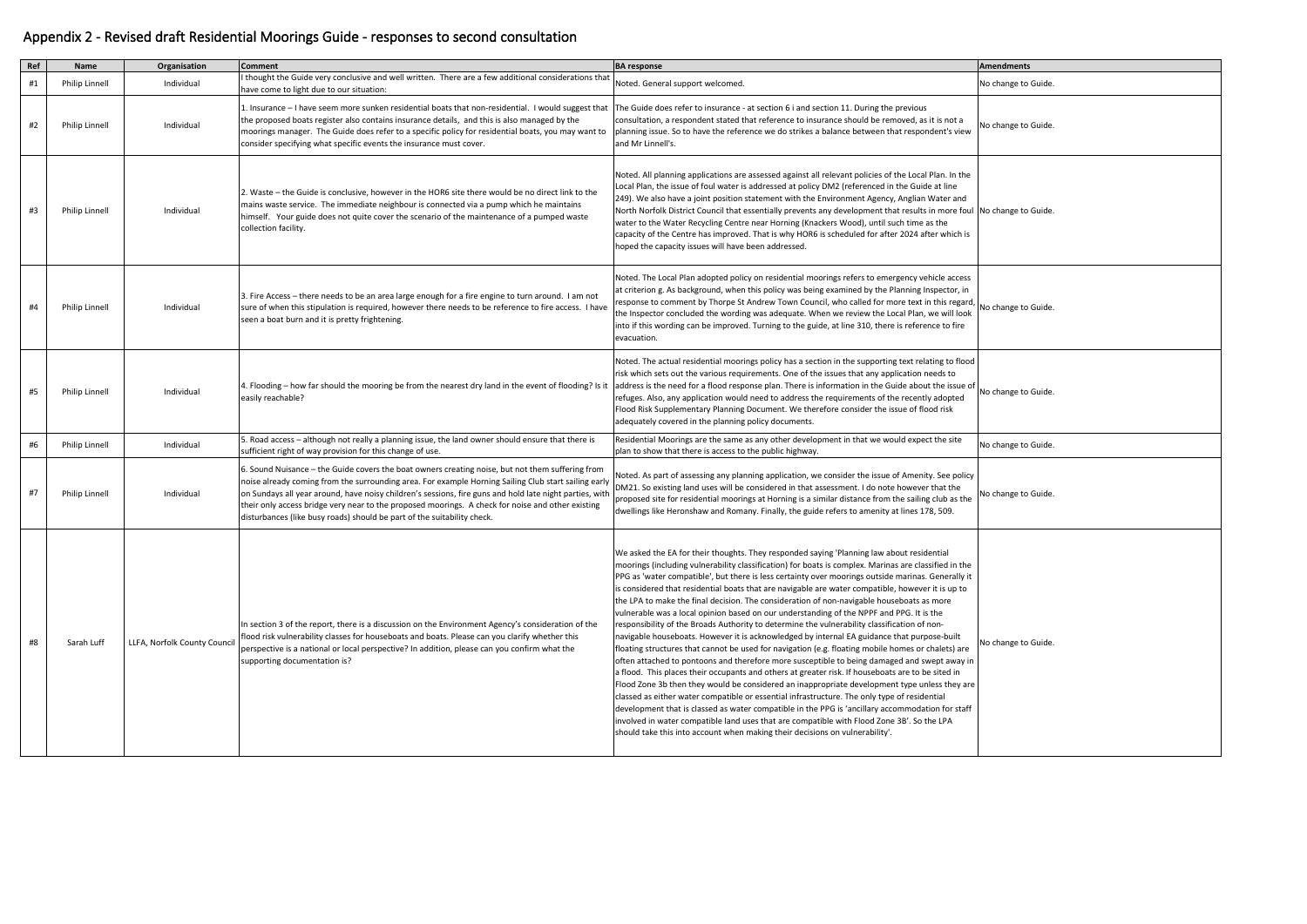# Appendix 2 - Revised draft Residential Moorings Guide - responses to second consultation

| Ref | Name | Organisation | Comment | BA response | Amendments |
|---|---|---|---|---|---|
| #1 | Philip Linnell | Individual | I thought the Guide very conclusive and well written. There are a few additional considerations that have come to light due to our situation: | Noted. General support welcomed. | No change to Guide. |
| #2 | Philip Linnell | Individual | 1. Insurance – I have seem more sunken residential boats that non-residential. I would suggest that the proposed boats register also contains insurance details, and this is also managed by the moorings manager. The Guide does refer to a specific policy for residential boats, you may want to consider specifying what specific events the insurance must cover. | The Guide does refer to insurance - at section 6 i and section 11. During the previous consultation, a respondent stated that reference to insurance should be removed, as it is not a planning issue. So to have the reference we do strikes a balance between that respondent's view and Mr Linnell's. | No change to Guide. |
| #3 | Philip Linnell | Individual | 2. Waste – the Guide is conclusive, however in the HOR6 site there would be no direct link to the mains waste service. The immediate neighbour is connected via a pump which he maintains himself. Your guide does not quite cover the scenario of the maintenance of a pumped waste collection facility. | Noted. All planning applications are assessed against all relevant policies of the Local Plan. In the Local Plan, the issue of foul water is addressed at policy DM2 (referenced in the Guide at line 249). We also have a joint position statement with the Environment Agency, Anglian Water and North Norfolk District Council that essentially prevents any development that results in more foul water to the Water Recycling Centre near Horning (Knackers Wood), until such time as the capacity of the Centre has improved. That is why HOR6 is scheduled for after 2024 after which is hoped the capacity issues will have been addressed. | No change to Guide. |
| #4 | Philip Linnell | Individual | 3. Fire Access – there needs to be an area large enough for a fire engine to turn around. I am not sure of when this stipulation is required, however there needs to be reference to fire access. I have seen a boat burn and it is pretty frightening. | Noted. The Local Plan adopted policy on residential moorings refers to emergency vehicle access at criterion g. As background, when this policy was being examined by the Planning Inspector, in response to comment by Thorpe St Andrew Town Council, who called for more text in this regard, the Inspector concluded the wording was adequate. When we review the Local Plan, we will look into if this wording can be improved. Turning to the guide, at line 310, there is reference to fire evacuation. | No change to Guide. |
| #5 | Philip Linnell | Individual | 4. Flooding – how far should the mooring be from the nearest dry land in the event of flooding? Is it easily reachable? | Noted. The actual residential moorings policy has a section in the supporting text relating to flood risk which sets out the various requirements. One of the issues that any application needs to address is the need for a flood response plan. There is information in the Guide about the issue of refuges. Also, any application would need to address the requirements of the recently adopted Flood Risk Supplementary Planning Document. We therefore consider the issue of flood risk adequately covered in the planning policy documents. | No change to Guide. |
| #6 | Philip Linnell | Individual | 5. Road access – although not really a planning issue, the land owner should ensure that there is sufficient right of way provision for this change of use. | Residential Moorings are the same as any other development in that we would expect the site plan to show that there is access to the public highway. | No change to Guide. |
| #7 | Philip Linnell | Individual | 6. Sound Nuisance – the Guide covers the boat owners creating noise, but not them suffering from noise already coming from the surrounding area. For example Horning Sailing Club start sailing early on Sundays all year around, have noisy children's sessions, fire guns and hold late night parties, with their only access bridge very near to the proposed moorings. A check for noise and other existing disturbances (like busy roads) should be part of the suitability check. | Noted. As part of assessing any planning application, we consider the issue of Amenity. See policy DM21. So existing land uses will be considered in that assessment. I do note however that the proposed site for residential moorings at Horning is a similar distance from the sailing club as the dwellings like Heronshaw and Romany. Finally, the guide refers to amenity at lines 178, 509. | No change to Guide. |
| #8 | Sarah Luff | LLFA, Norfolk County Council | In section 3 of the report, there is a discussion on the Environment Agency's consideration of the flood risk vulnerability classes for houseboats and boats. Please can you clarify whether this perspective is a national or local perspective? In addition, please can you confirm what the supporting documentation is? | We asked the EA for their thoughts. They responded saying 'Planning law about residential moorings (including vulnerability classification) for boats is complex. Marinas are classified in the PPG as 'water compatible', but there is less certainty over moorings outside marinas. Generally it is considered that residential boats that are navigable are water compatible, however it is up to the LPA to make the final decision. The consideration of non-navigable houseboats as more vulnerable was a local opinion based on our understanding of the NPPF and PPG. It is the responsibility of the Broads Authority to determine the vulnerability classification of non-navigable houseboats. However it is acknowledged by internal EA guidance that purpose-built floating structures that cannot be used for navigation (e.g. floating mobile homes or chalets) are often attached to pontoons and therefore more susceptible to being damaged and swept away in a flood. This places their occupants and others at greater risk. If houseboats are to be sited in Flood Zone 3b then they would be considered an inappropriate development type unless they are classed as either water compatible or essential infrastructure. The only type of residential development that is classed as water compatible in the PPG is 'ancillary accommodation for staff involved in water compatible land uses that are compatible with Flood Zone 3B'. So the LPA should take this into account when making their decisions on vulnerability'. | No change to Guide. |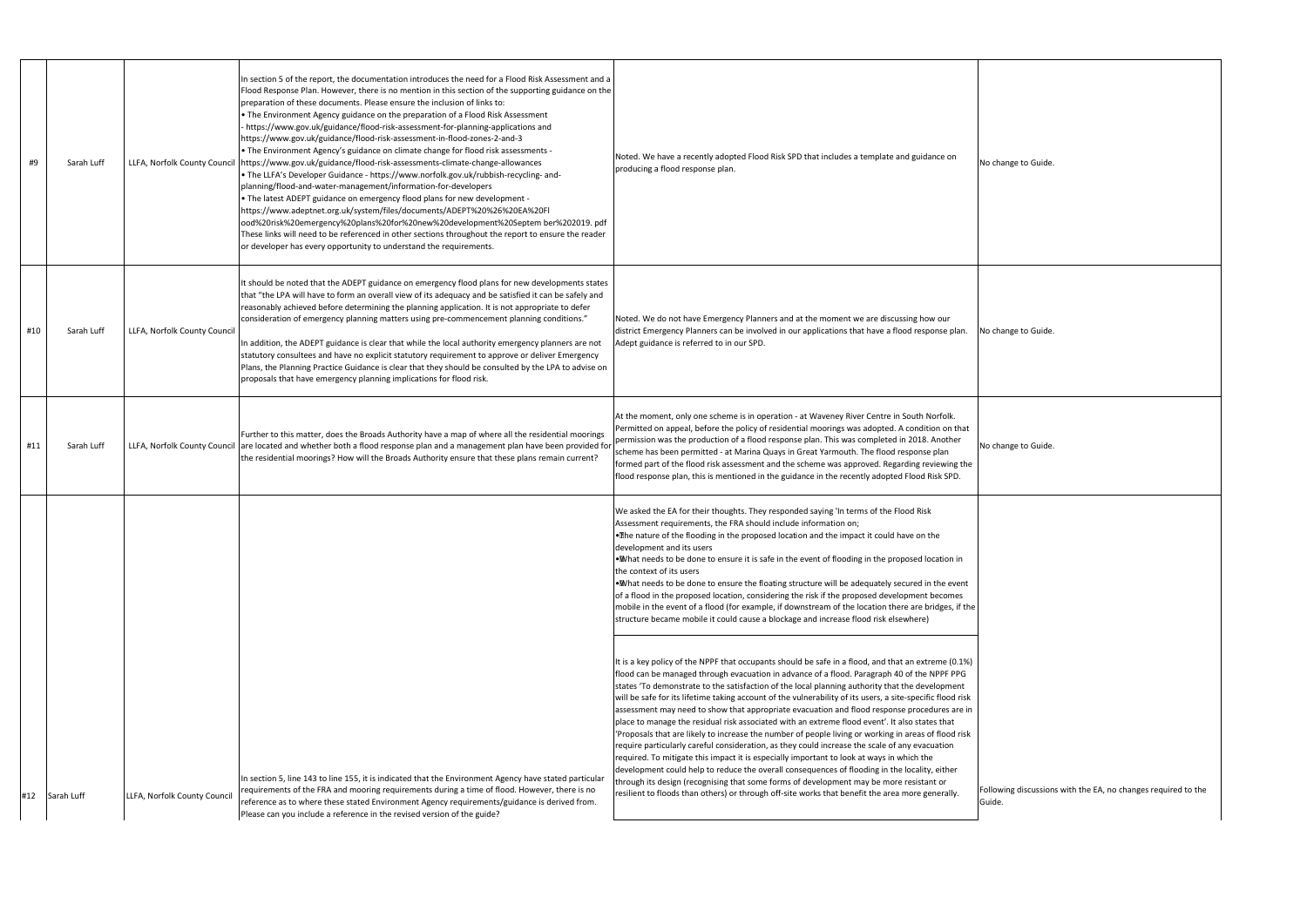| #9 | Sarah Luff | LLFA, Norfolk County Council | In section 5 of the report, the documentation introduces the need for a Flood Risk Assessment and a Flood Response Plan. However, there is no mention in this section of the supporting guidance on the preparation of these documents. Please ensure the inclusion of links to:<br>• The Environment Agency guidance on the preparation of a Flood Risk Assessment - https://www.gov.uk/guidance/flood-risk-assessment-for-planning-applications and https://www.gov.uk/guidance/flood-risk-assessment-in-flood-zones-2-and-3<br>• The Environment Agency's guidance on climate change for flood risk assessments - https://www.gov.uk/guidance/flood-risk-assessments-climate-change-allowances<br>• The LLFA's Developer Guidance - https://www.norfolk.gov.uk/rubbish-recycling- and-planning/flood-and-water-management/information-for-developers<br>• The latest ADEPT guidance on emergency flood plans for new development - https://www.adeptnet.org.uk/system/files/documents/ADEPT%20%26%20EA%20Flood%20risk%20emergency%20plans%20for%20new%20development%20Septem ber%202019. pdf<br>These links will need to be referenced in other sections throughout the report to ensure the reader or developer has every opportunity to understand the requirements. | Noted. We have a recently adopted Flood Risk SPD that includes a template and guidance on producing a flood response plan. | No change to Guide. |
|---|---|---|---|---|---|
| #10 | Sarah Luff | LLFA, Norfolk County Council | It should be noted that the ADEPT guidance on emergency flood plans for new developments states that "the LPA will have to form an overall view of its adequacy and be satisfied it can be safely and reasonably achieved before determining the planning application. It is not appropriate to defer consideration of emergency planning matters using pre-commencement planning conditions."<br><br>In addition, the ADEPT guidance is clear that while the local authority emergency planners are not statutory consultees and have no explicit statutory requirement to approve or deliver Emergency Plans, the Planning Practice Guidance is clear that they should be consulted by the LPA to advise on proposals that have emergency planning implications for flood risk. | Noted. We do not have Emergency Planners and at the moment we are discussing how our district Emergency Planners can be involved in our applications that have a flood response plan. Adept guidance is referred to in our SPD. | No change to Guide. |
| #11 | Sarah Luff | LLFA, Norfolk County Council | Further to this matter, does the Broads Authority have a map of where all the residential moorings are located and whether both a flood response plan and a management plan have been provided for the residential moorings? How will the Broads Authority ensure that these plans remain current? | At the moment, only one scheme is in operation - at Waveney River Centre in South Norfolk. Permitted on appeal, before the policy of residential moorings was adopted. A condition on that permission was the production of a flood response plan. This was completed in 2018. Another scheme has been permitted - at Marina Quays in Great Yarmouth. The flood response plan formed part of the flood risk assessment and the scheme was approved. Regarding reviewing the flood response plan, this is mentioned in the guidance in the recently adopted Flood Risk SPD. | No change to Guide. |
| #12 | Sarah Luff | LLFA, Norfolk County Council | In section 5, line 143 to line 155, it is indicated that the Environment Agency have stated particular requirements of the FRA and mooring requirements during a time of flood. However, there is no reference as to where these stated Environment Agency requirements/guidance is derived from. Please can you include a reference in the revised version of the guide? | We asked the EA for their thoughts. They responded saying 'In terms of the Flood Risk Assessment requirements, the FRA should include information on;<br>•The nature of the flooding in the proposed location and the impact it could have on the development and its users<br>•What needs to be done to ensure it is safe in the event of flooding in the proposed location in the context of its users<br>•What needs to be done to ensure the floating structure will be adequately secured in the event of a flood in the proposed location, considering the risk if the proposed development becomes mobile in the event of a flood (for example, if downstream of the location there are bridges, if the structure became mobile it could cause a blockage and increase flood risk elsewhere)<br><br>It is a key policy of the NPPF that occupants should be safe in a flood, and that an extreme (0.1%) flood can be managed through evacuation in advance of a flood. Paragraph 40 of the NPPF PPG states 'To demonstrate to the satisfaction of the local planning authority that the development will be safe for its lifetime taking account of the vulnerability of its users, a site-specific flood risk assessment may need to show that appropriate evacuation and flood response procedures are in place to manage the residual risk associated with an extreme flood event'. It also states that 'Proposals that are likely to increase the number of people living or working in areas of flood risk require particularly careful consideration, as they could increase the scale of any evacuation required. To mitigate this impact it is especially important to look at ways in which the development could help to reduce the overall consequences of flooding in the locality, either through its design (recognising that some forms of development may be more resistant or resilient to floods than others) or through off-site works that benefit the area more generally. | Following discussions with the EA, no changes required to the Guide. |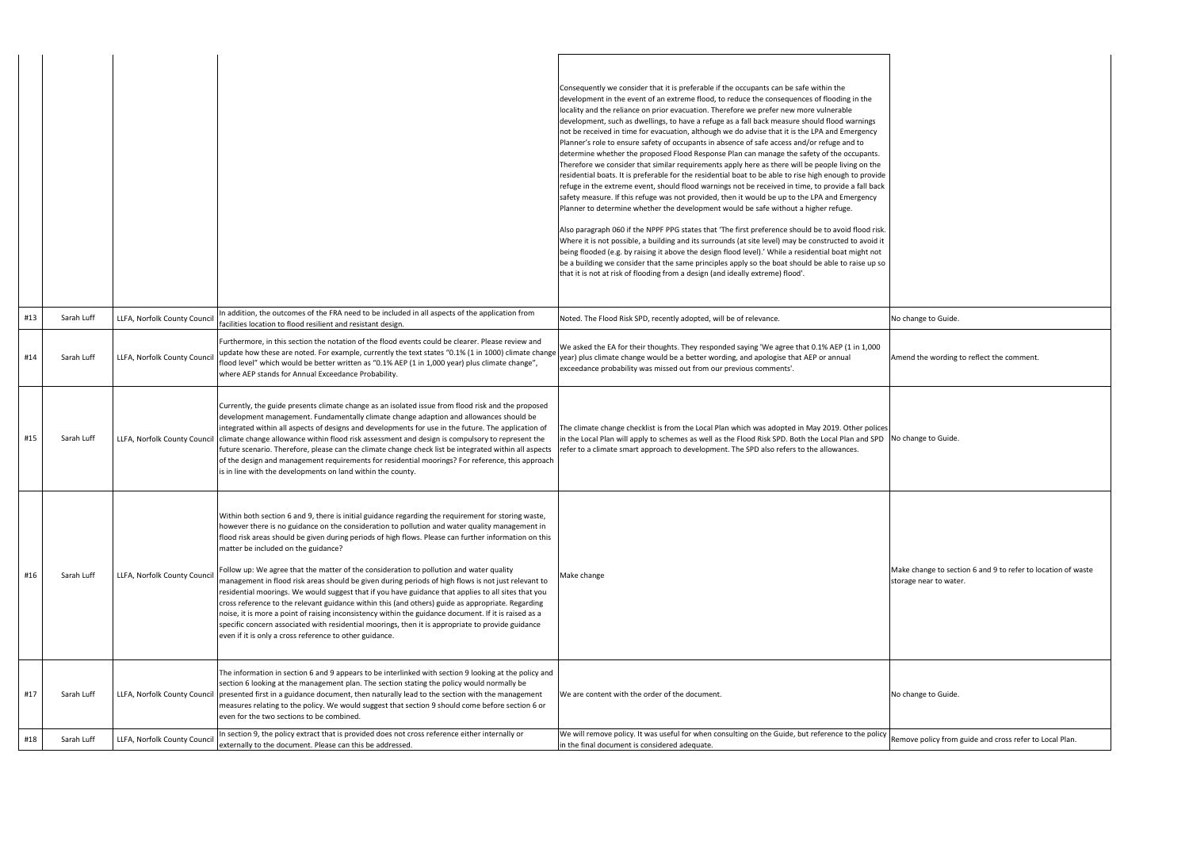| | | | | | |
|---|---|---|---|---|---|
| | | | | Consequently we consider that it is preferable if the occupants can be safe within the development in the event of an extreme flood, to reduce the consequences of flooding in the locality and the reliance on prior evacuation. Therefore we prefer new more vulnerable development, such as dwellings, to have a refuge as a fall back measure should flood warnings not be received in time for evacuation, although we do advise that it is the LPA and Emergency Planner's role to ensure safety of occupants in absence of safe access and/or refuge and to determine whether the proposed Flood Response Plan can manage the safety of the occupants. Therefore we consider that similar requirements apply here as there will be people living on the residential boats. It is preferable for the residential boat to be able to rise high enough to provide refuge in the extreme event, should flood warnings not be received in time, to provide a fall back safety measure. If this refuge was not provided, then it would be up to the LPA and Emergency Planner to determine whether the development would be safe without a higher refuge.<br><br>Also paragraph 060 if the NPPF PPG states that 'The first preference should be to avoid flood risk. Where it is not possible, a building and its surrounds (at site level) may be constructed to avoid it being flooded (e.g. by raising it above the design flood level).' While a residential boat might not be a building we consider that the same principles apply so the boat should be able to raise up so that it is not at risk of flooding from a design (and ideally extreme) flood'. | |
| #13 | Sarah Luff | LLFA, Norfolk County Council | In addition, the outcomes of the FRA need to be included in all aspects of the application from facilities location to flood resilient and resistant design. | Noted. The Flood Risk SPD, recently adopted, will be of relevance. | No change to Guide. |
| #14 | Sarah Luff | LLFA, Norfolk County Council | Furthermore, in this section the notation of the flood events could be clearer. Please review and update how these are noted. For example, currently the text states "0.1% (1 in 1000) climate change flood level" which would be better written as "0.1% AEP (1 in 1,000 year) plus climate change", where AEP stands for Annual Exceedance Probability. | We asked the EA for their thoughts. They responded saying 'We agree that 0.1% AEP (1 in 1,000 year) plus climate change would be a better wording, and apologise that AEP or annual exceedance probability was missed out from our previous comments'. | Amend the wording to reflect the comment. |
| #15 | Sarah Luff | LLFA, Norfolk County Council | Currently, the guide presents climate change as an isolated issue from flood risk and the proposed development management. Fundamentally climate change adaption and allowances should be integrated within all aspects of designs and developments for use in the future. The application of climate change allowance within flood risk assessment and design is compulsory to represent the future scenario. Therefore, please can the climate change check list be integrated within all aspects of the design and management requirements for residential moorings? For reference, this approach is in line with the developments on land within the county. | The climate change checklist is from the Local Plan which was adopted in May 2019. Other polices in the Local Plan will apply to schemes as well as the Flood Risk SPD. Both the Local Plan and SPD refer to a climate smart approach to development. The SPD also refers to the allowances. | No change to Guide. |
| #16 | Sarah Luff | LLFA, Norfolk County Council | Within both section 6 and 9, there is initial guidance regarding the requirement for storing waste, however there is no guidance on the consideration to pollution and water quality management in flood risk areas should be given during periods of high flows. Please can further information on this matter be included on the guidance?<br><br>Follow up: We agree that the matter of the consideration to pollution and water quality management in flood risk areas should be given during periods of high flows is not just relevant to residential moorings. We would suggest that if you have guidance that applies to all sites that you cross reference to the relevant guidance within this (and others) guide as appropriate. Regarding noise, it is more a point of raising inconsistency within the guidance document. If it is raised as a specific concern associated with residential moorings, then it is appropriate to provide guidance even if it is only a cross reference to other guidance. | Make change | Make change to section 6 and 9 to refer to location of waste storage near to water. |
| #17 | Sarah Luff | LLFA, Norfolk County Council | The information in section 6 and 9 appears to be interlinked with section 9 looking at the policy and section 6 looking at the management plan. The section stating the policy would normally be presented first in a guidance document, then naturally lead to the section with the management measures relating to the policy. We would suggest that section 9 should come before section 6 or even for the two sections to be combined. | We are content with the order of the document. | No change to Guide. |
| #18 | Sarah Luff | LLFA, Norfolk County Council | In section 9, the policy extract that is provided does not cross reference either internally or externally to the document. Please can this be addressed. | We will remove policy. It was useful for when consulting on the Guide, but reference to the policy in the final document is considered adequate. | Remove policy from guide and cross refer to Local Plan. |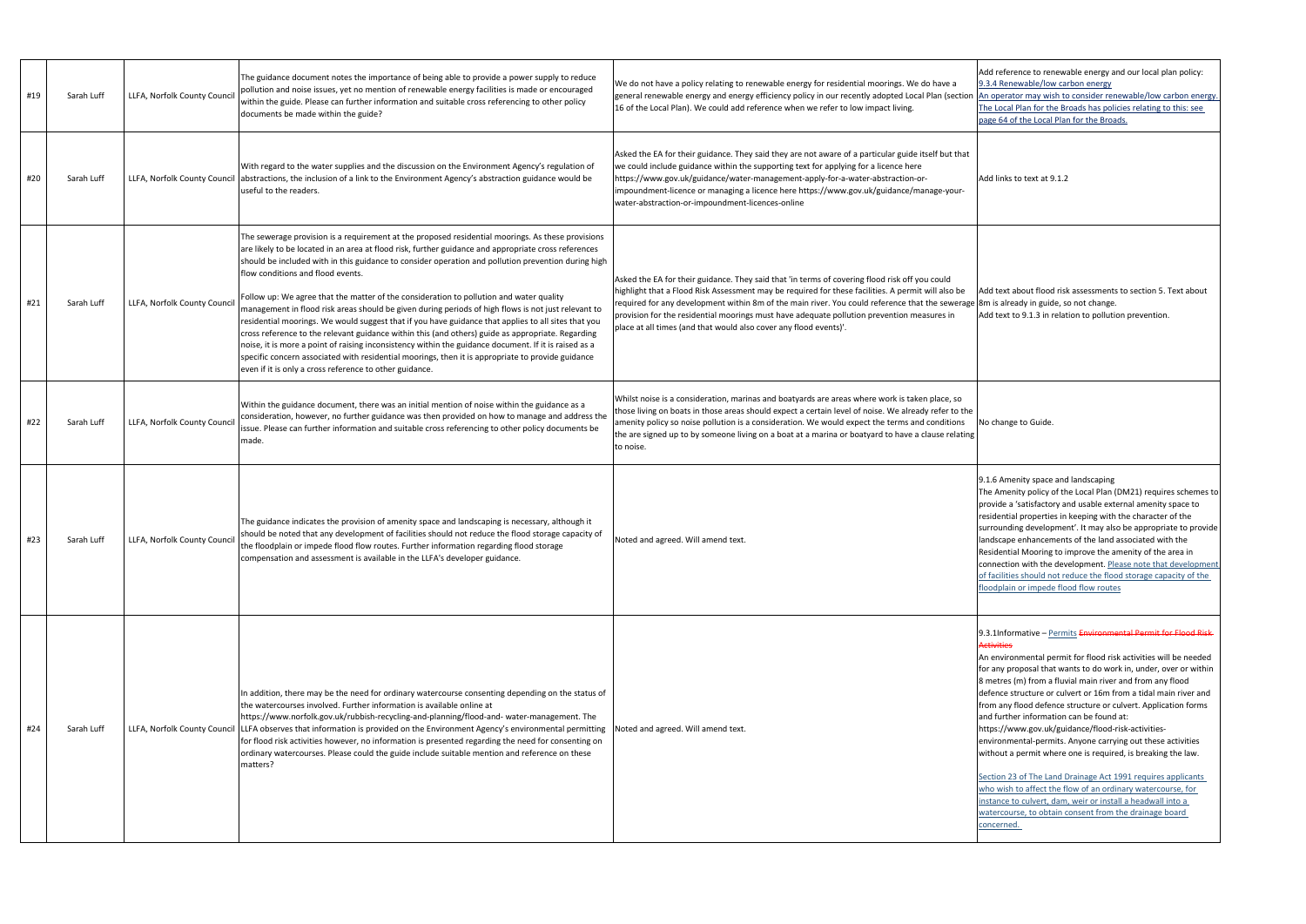| #19 | Sarah Luff | LLFA, Norfolk County Council | The guidance document notes the importance of being able to provide a power supply to reduce pollution and noise issues, yet no mention of renewable energy facilities is made or encouraged within the guide. Please can further information and suitable cross referencing to other policy documents be made within the guide? | We do not have a policy relating to renewable energy for residential moorings. We do have a general renewable energy and energy efficiency policy in our recently adopted Local Plan (section 16 of the Local Plan). We could add reference when we refer to low impact living. | Add reference to renewable energy and our local plan policy:<br>9.3.4 Renewable/low carbon energy<br>An operator may wish to consider renewable/low carbon energy. The Local Plan for the Broads has policies relating to this: see page 64 of the Local Plan for the Broads. |
|---|---|---|---|---|---|
| #20 | Sarah Luff | LLFA, Norfolk County Council | With regard to the water supplies and the discussion on the Environment Agency's regulation of abstractions, the inclusion of a link to the Environment Agency's abstraction guidance would be useful to the readers. | Asked the EA for their guidance. They said they are not aware of a particular guide itself but that we could include guidance within the supporting text for applying for a licence here https://www.gov.uk/guidance/water-management-apply-for-a-water-abstraction-or-impoundment-licence or managing a licence here https://www.gov.uk/guidance/manage-your-water-abstraction-or-impoundment-licences-online | Add links to text at 9.1.2 |
| #21 | Sarah Luff | LLFA, Norfolk County Council | The sewerage provision is a requirement at the proposed residential moorings. As these provisions are likely to be located in an area at flood risk, further guidance and appropriate cross references should be included with in this guidance to consider operation and pollution prevention during high flow conditions and flood events.<br><br>Follow up: We agree that the matter of the consideration to pollution and water quality management in flood risk areas should be given during periods of high flows is not just relevant to residential moorings. We would suggest that if you have guidance that applies to all sites that you cross reference to the relevant guidance within this (and others) guide as appropriate. Regarding noise, it is more a point of raising inconsistency within the guidance document. If it is raised as a specific concern associated with residential moorings, then it is appropriate to provide guidance even if it is only a cross reference to other guidance. | Asked the EA for their guidance. They said that 'in terms of covering flood risk off you could highlight that a Flood Risk Assessment may be required for these facilities. A permit will also be required for any development within 8m of the main river. You could reference that the sewerage provision for the residential moorings must have adequate pollution prevention measures in place at all times (and that would also cover any flood events)'. | Add text about flood risk assessments to section 5. Text about 8m is already in guide, so not change.<br>Add text to 9.1.3 in relation to pollution prevention. |
| #22 | Sarah Luff | LLFA, Norfolk County Council | Within the guidance document, there was an initial mention of noise within the guidance as a consideration, however, no further guidance was then provided on how to manage and address the issue. Please can further information and suitable cross referencing to other policy documents be made. | Whilst noise is a consideration, marinas and boatyards are areas where work is taken place, so those living on boats in those areas should expect a certain level of noise. We already refer to the amenity policy so noise pollution is a consideration. We would expect the terms and conditions the are signed up to by someone living on a boat at a marina or boatyard to have a clause relating to noise. | No change to Guide. |
| #23 | Sarah Luff | LLFA, Norfolk County Council | The guidance indicates the provision of amenity space and landscaping is necessary, although it should be noted that any development of facilities should not reduce the flood storage capacity of the floodplain or impede flood flow routes. Further information regarding flood storage compensation and assessment is available in the LLFA's developer guidance. | Noted and agreed. Will amend text. | 9.1.6 Amenity space and landscaping<br>The Amenity policy of the Local Plan (DM21) requires schemes to provide a 'satisfactory and usable external amenity space to residential properties in keeping with the character of the surrounding development'. It may also be appropriate to provide landscape enhancements of the land associated with the Residential Mooring to improve the amenity of the area in connection with the development. Please note that development of facilities should not reduce the flood storage capacity of the floodplain or impede flood flow routes |
| #24 | Sarah Luff | LLFA, Norfolk County Council | In addition, there may be the need for ordinary watercourse consenting depending on the status of the watercourses involved. Further information is available online at https://www.norfolk.gov.uk/rubbish-recycling-and-planning/flood-and- water-management. The LLFA observes that information is provided on the Environment Agency's environmental permitting for flood risk activities however, no information is presented regarding the need for consenting on ordinary watercourses. Please could the guide include suitable mention and reference on these matters? | Noted and agreed. Will amend text. | 9.3.1Informative – Permits ~~Environmental Permit for Flood Risk Activities~~<br>An environmental permit for flood risk activities will be needed for any proposal that wants to do work in, under, over or within 8 metres (m) from a fluvial main river and from any flood defence structure or culvert or 16m from a tidal main river and from any flood defence structure or culvert. Application forms and further information can be found at: https://www.gov.uk/guidance/flood-risk-activities-environmental-permits. Anyone carrying out these activities without a permit where one is required, is breaking the law.<br><br>Section 23 of The Land Drainage Act 1991 requires applicants who wish to affect the flow of an ordinary watercourse, for instance to culvert, dam, weir or install a headwall into a watercourse, to obtain consent from the drainage board concerned. |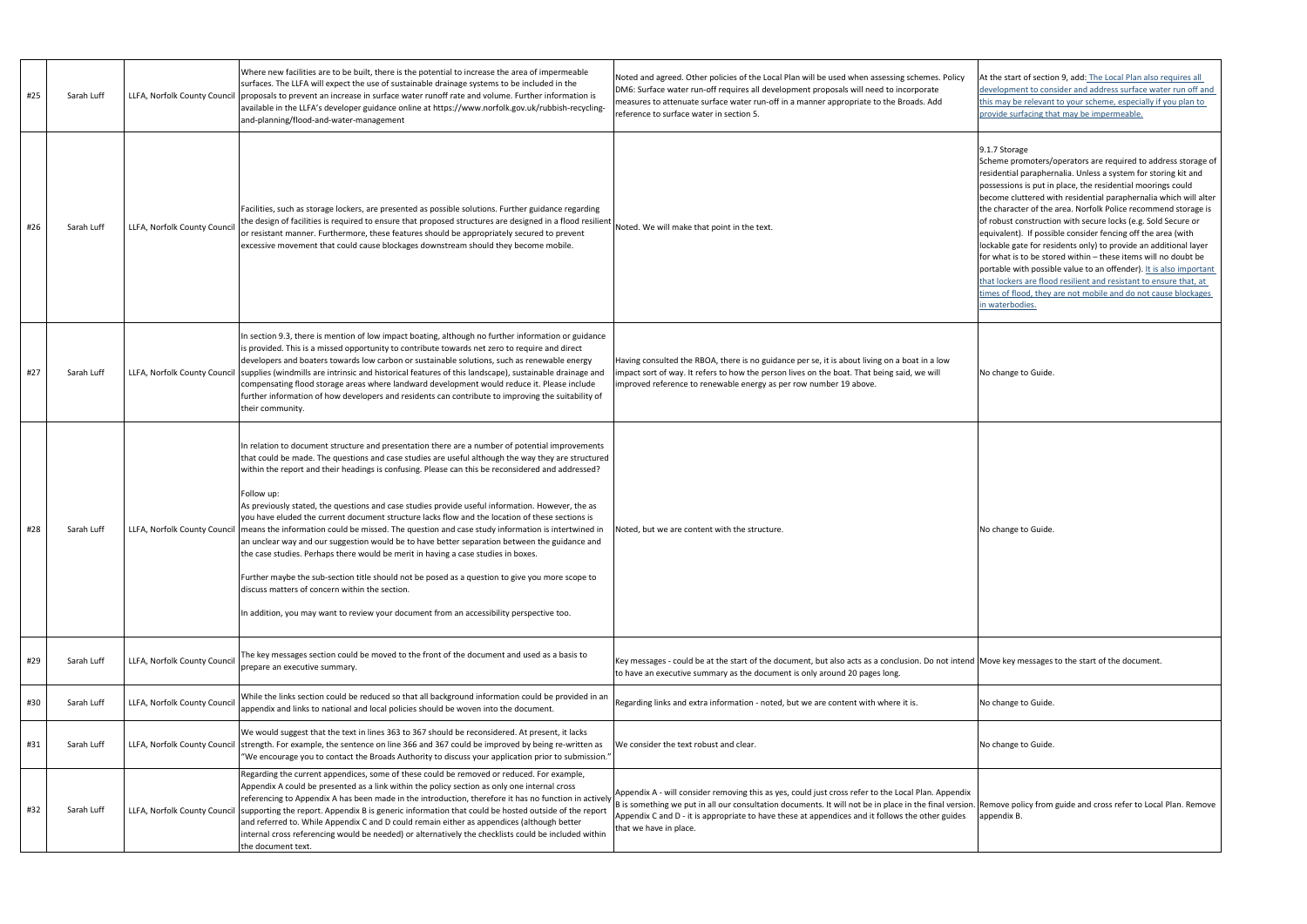| #25 | Sarah Luff | LLFA, Norfolk County Council | Where new facilities are to be built, there is the potential to increase the area of impermeable surfaces. The LLFA will expect the use of sustainable drainage systems to be included in the proposals to prevent an increase in surface water runoff rate and volume. Further information is available in the LLFA's developer guidance online at https://www.norfolk.gov.uk/rubbish-recycling-and-planning/flood-and-water-management | Noted and agreed. Other policies of the Local Plan will be used when assessing schemes. Policy DM6: Surface water run-off requires all development proposals will need to incorporate measures to attenuate surface water run-off in a manner appropriate to the Broads. Add reference to surface water in section 5. | At the start of section 9, add: The Local Plan also requires all development to consider and address surface water run off and this may be relevant to your scheme, especially if you plan to provide surfacing that may be impermeable. |
|---|---|---|---|---|---|
| #26 | Sarah Luff | LLFA, Norfolk County Council | Facilities, such as storage lockers, are presented as possible solutions. Further guidance regarding the design of facilities is required to ensure that proposed structures are designed in a flood resilient or resistant manner. Furthermore, these features should be appropriately secured to prevent excessive movement that could cause blockages downstream should they become mobile. | Noted. We will make that point in the text. | 9.1.7 Storage<br>Scheme promoters/operators are required to address storage of residential paraphernalia. Unless a system for storing kit and possessions is put in place, the residential moorings could become cluttered with residential paraphernalia which will alter the character of the area. Norfolk Police recommend storage is of robust construction with secure locks (e.g. Sold Secure or equivalent). If possible consider fencing off the area (with lockable gate for residents only) to provide an additional layer for what is to be stored within – these items will no doubt be portable with possible value to an offender). It is also important that lockers are flood resilient and resistant to ensure that, at times of flood, they are not mobile and do not cause blockages in waterbodies. |
| #27 | Sarah Luff | LLFA, Norfolk County Council | In section 9.3, there is mention of low impact boating, although no further information or guidance is provided. This is a missed opportunity to contribute towards net zero to require and direct developers and boaters towards low carbon or sustainable solutions, such as renewable energy supplies (windmills are intrinsic and historical features of this landscape), sustainable drainage and compensating flood storage areas where landward development would reduce it. Please include further information of how developers and residents can contribute to improving the suitability of their community. | Having consulted the RBOA, there is no guidance per se, it is about living on a boat in a low impact sort of way. It refers to how the person lives on the boat. That being said, we will improved reference to renewable energy as per row number 19 above. | No change to Guide. |
| #28 | Sarah Luff | LLFA, Norfolk County Council | In relation to document structure and presentation there are a number of potential improvements that could be made. The questions and case studies are useful although the way they are structured within the report and their headings is confusing. Please can this be reconsidered and addressed?<br><br>Follow up:<br>As previously stated, the questions and case studies provide useful information. However, as you have eluded the current document structure lacks flow and the location of these sections is means the information could be missed. The question and case study information is intertwined in an unclear way and our suggestion would be to have better separation between the guidance and the case studies. Perhaps there would be merit in having a case studies in boxes.<br><br>Further maybe the sub-section title should not be posed as a question to give you more scope to discuss matters of concern within the section.<br><br>In addition, you may want to review your document from an accessibility perspective too. | Noted, but we are content with the structure. | No change to Guide. |
| #29 | Sarah Luff | LLFA, Norfolk County Council | The key messages section could be moved to the front of the document and used as a basis to prepare an executive summary. | Key messages - could be at the start of the document, but also acts as a conclusion. Do not intend to have an executive summary as the document is only around 20 pages long. | Move key messages to the start of the document. |
| #30 | Sarah Luff | LLFA, Norfolk County Council | While the links section could be reduced so that all background information could be provided in an appendix and links to national and local policies should be woven into the document. | Regarding links and extra information - noted, but we are content with where it is. | No change to Guide. |
| #31 | Sarah Luff | LLFA, Norfolk County Council | We would suggest that the text in lines 363 to 367 should be reconsidered. At present, it lacks strength. For example, the sentence on line 366 and 367 could be improved by being re-written as "We encourage you to contact the Broads Authority to discuss your application prior to submission." | We consider the text robust and clear. | No change to Guide. |
| #32 | Sarah Luff | LLFA, Norfolk County Council | Regarding the current appendices, some of these could be removed or reduced. For example, Appendix A could be presented as a link within the policy section as only one internal cross referencing to Appendix A has been made in the introduction, therefore it has no function in actively supporting the report. Appendix B is generic information that could be hosted outside of the report and referred to. While Appendix C and D could remain either as appendices (although better internal cross referencing would be needed) or alternatively the checklists could be included within the document text. | Appendix A - will consider removing this as yes, could just cross refer to the Local Plan. Appendix B is something we put in all our consultation documents. It will not be in place in the final version. Appendix C and D - it is appropriate to have these at appendices and it follows the other guides that we have in place. | Remove policy from guide and cross refer to Local Plan. Remove appendix B. |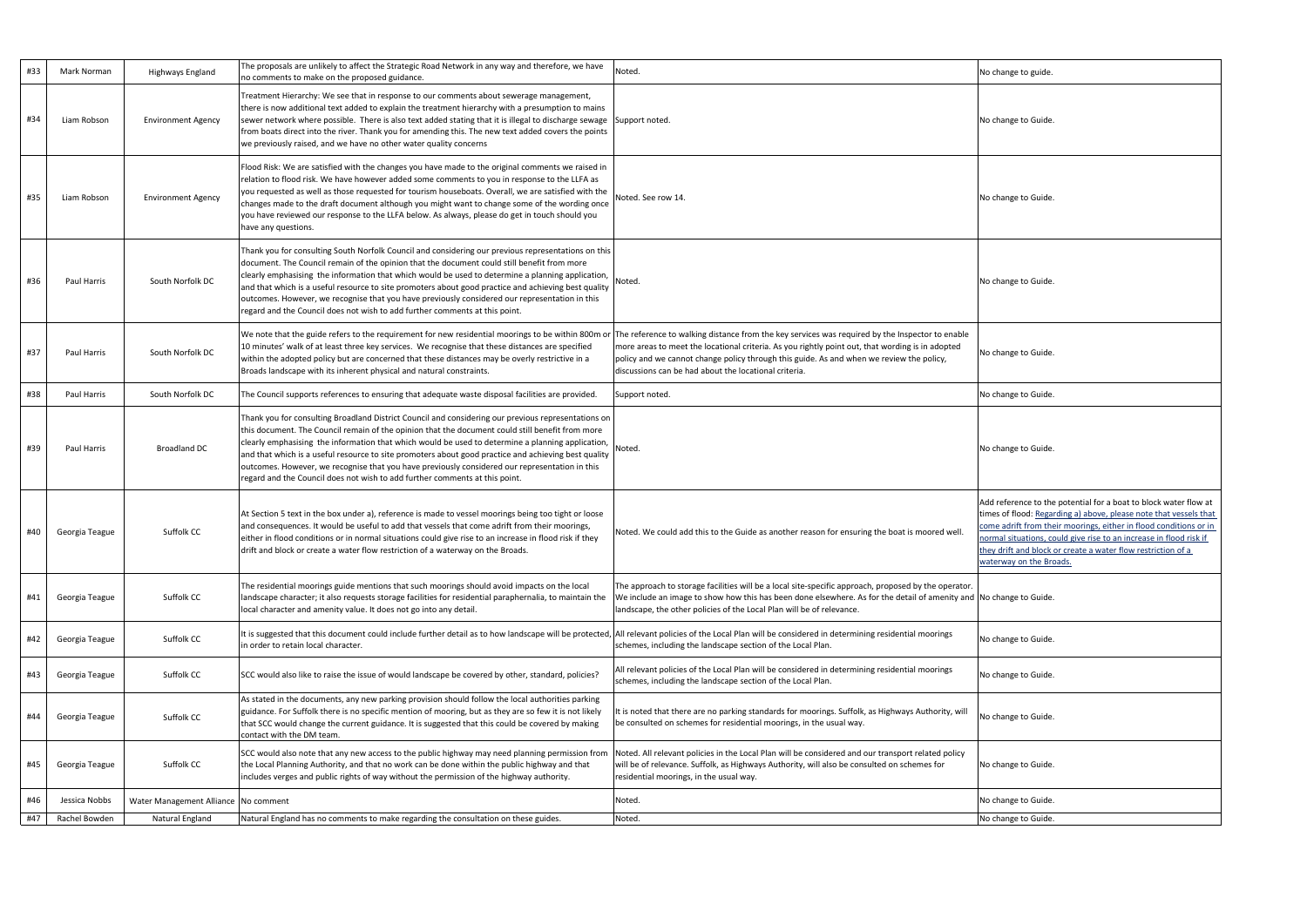| | | | | | |
|---|---|---|---|---|---|
| #33 | Mark Norman | Highways England | The proposals are unlikely to affect the Strategic Road Network in any way and therefore, we have no comments to make on the proposed guidance. | Noted. | No change to guide. |
| #34 | Liam Robson | Environment Agency | Treatment Hierarchy: We see that in response to our comments about sewerage management, there is now additional text added to explain the treatment hierarchy with a presumption to mains sewer network where possible. There is also text added stating that it is illegal to discharge sewage from boats direct into the river. Thank you for amending this. The new text added covers the points we previously raised, and we have no other water quality concerns | Support noted. | No change to Guide. |
| #35 | Liam Robson | Environment Agency | Flood Risk: We are satisfied with the changes you have made to the original comments we raised in relation to flood risk. We have however added some comments to you in response to the LLFA as you requested as well as those requested for tourism houseboats. Overall, we are satisfied with the changes made to the draft document although you might want to change some of the wording once you have reviewed our response to the LLFA below. As always, please do get in touch should you have any questions. | Noted. See row 14. | No change to Guide. |
| #36 | Paul Harris | South Norfolk DC | Thank you for consulting South Norfolk Council and considering our previous representations on this document. The Council remain of the opinion that the document could still benefit from more clearly emphasising the information that which would be used to determine a planning application, and that which is a useful resource to site promoters about good practice and achieving best quality outcomes. However, we recognise that you have previously considered our representation in this regard and the Council does not wish to add further comments at this point. | Noted. | No change to Guide. |
| #37 | Paul Harris | South Norfolk DC | We note that the guide refers to the requirement for new residential moorings to be within 800m or 10 minutes' walk of at least three key services. We recognise that these distances are specified within the adopted policy but are concerned that these distances may be overly restrictive in a Broads landscape with its inherent physical and natural constraints. | The reference to walking distance from the key services was required by the Inspector to enable more areas to meet the locational criteria. As you rightly point out, that wording is in adopted policy and we cannot change policy through this guide. As and when we review the policy, discussions can be had about the locational criteria. | No change to Guide. |
| #38 | Paul Harris | South Norfolk DC | The Council supports references to ensuring that adequate waste disposal facilities are provided. | Support noted. | No change to Guide. |
| #39 | Paul Harris | Broadland DC | Thank you for consulting Broadland District Council and considering our previous representations on this document. The Council remain of the opinion that the document could still benefit from more clearly emphasising the information that which would be used to determine a planning application, and that which is a useful resource to site promoters about good practice and achieving best quality outcomes. However, we recognise that you have previously considered our representation in this regard and the Council does not wish to add further comments at this point. | Noted. | No change to Guide. |
| #40 | Georgia Teague | Suffolk CC | At Section 5 text in the box under a), reference is made to vessel moorings being too tight or loose and consequences. It would be useful to add that vessels that come adrift from their moorings, either in flood conditions or in normal situations could give rise to an increase in flood risk if they drift and block or create a water flow restriction of a waterway on the Broads. | Noted. We could add this to the Guide as another reason for ensuring the boat is moored well. | Add reference to the potential for a boat to block water flow at times of flood: Regarding a) above, please note that vessels that come adrift from their moorings, either in flood conditions or in normal situations, could give rise to an increase in flood risk if they drift and block or create a water flow restriction of a waterway on the Broads. |
| #41 | Georgia Teague | Suffolk CC | The residential moorings guide mentions that such moorings should avoid impacts on the local landscape character; it also requests storage facilities for residential paraphernalia, to maintain the local character and amenity value. It does not go into any detail. | The approach to storage facilities will be a local site-specific approach, proposed by the operator. We include an image to show how this has been done elsewhere. As for the detail of amenity and landscape, the other policies of the Local Plan will be of relevance. | No change to Guide. |
| #42 | Georgia Teague | Suffolk CC | It is suggested that this document could include further detail as to how landscape will be protected, in order to retain local character. | All relevant policies of the Local Plan will be considered in determining residential moorings schemes, including the landscape section of the Local Plan. | No change to Guide. |
| #43 | Georgia Teague | Suffolk CC | SCC would also like to raise the issue of would landscape be covered by other, standard, policies? | All relevant policies of the Local Plan will be considered in determining residential moorings schemes, including the landscape section of the Local Plan. | No change to Guide. |
| #44 | Georgia Teague | Suffolk CC | As stated in the documents, any new parking provision should follow the local authorities parking guidance. For Suffolk there is no specific mention of mooring, but as they are so few it is not likely that SCC would change the current guidance. It is suggested that this could be covered by making contact with the DM team. | It is noted that there are no parking standards for moorings. Suffolk, as Highways Authority, will be consulted on schemes for residential moorings, in the usual way. | No change to Guide. |
| #45 | Georgia Teague | Suffolk CC | SCC would also note that any new access to the public highway may need planning permission from the Local Planning Authority, and that no work can be done within the public highway and that includes verges and public rights of way without the permission of the highway authority. | Noted. All relevant policies in the Local Plan will be considered and our transport related policy will be of relevance. Suffolk, as Highways Authority, will also be consulted on schemes for residential moorings, in the usual way. | No change to Guide. |
| #46 | Jessica Nobbs | Water Management Alliance | No comment | Noted. | No change to Guide. |
| #47 | Rachel Bowden | Natural England | Natural England has no comments to make regarding the consultation on these guides. | Noted. | No change to Guide. |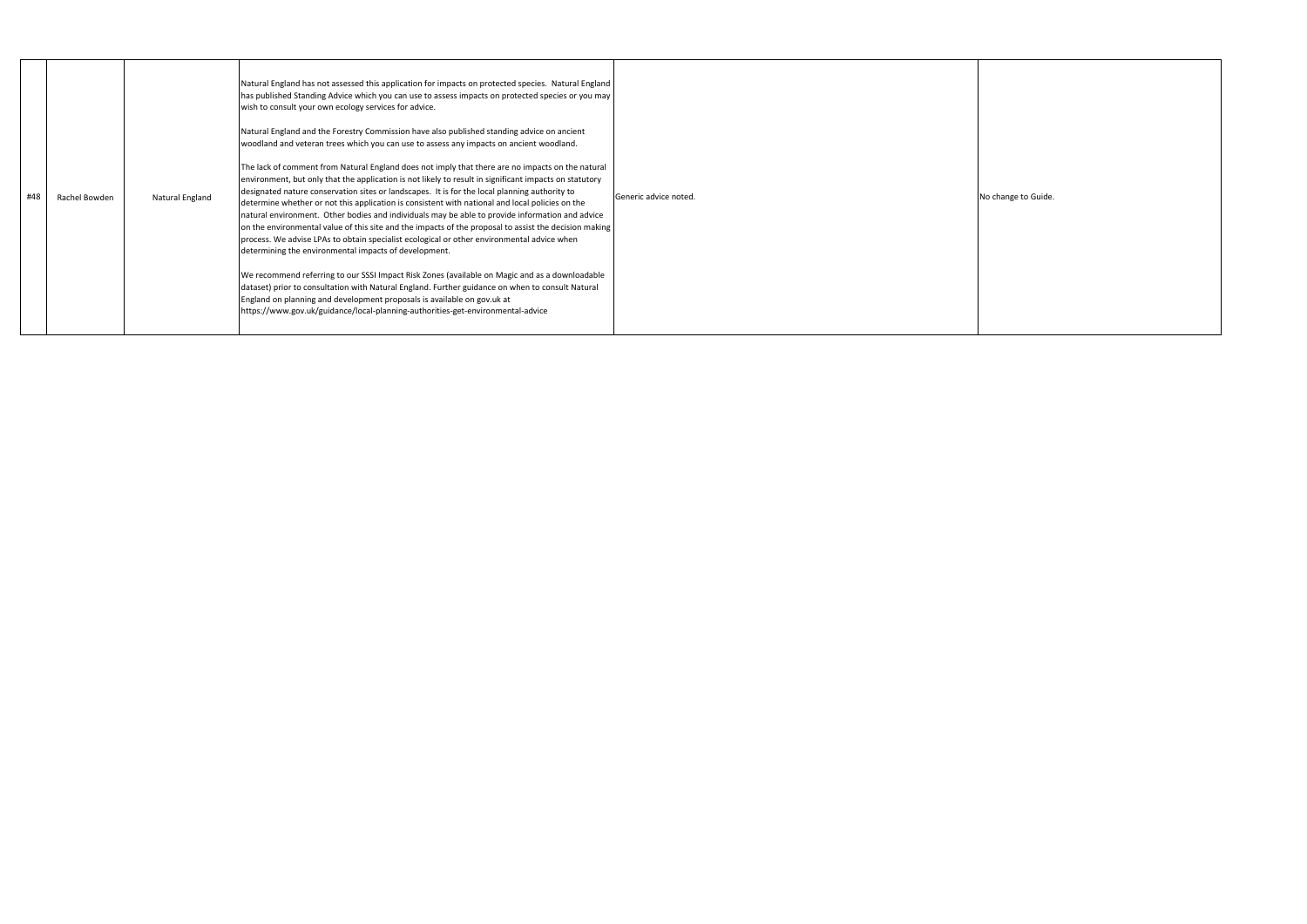| | | | | | |
|---|---|---|---|---|---|
| #48 | Rachel Bowden | Natural England | Natural England has not assessed this application for impacts on protected species. Natural England has published Standing Advice which you can use to assess impacts on protected species or you may wish to consult your own ecology services for advice.<br><br>Natural England and the Forestry Commission have also published standing advice on ancient woodland and veteran trees which you can use to assess any impacts on ancient woodland.<br><br>The lack of comment from Natural England does not imply that there are no impacts on the natural environment, but only that the application is not likely to result in significant impacts on statutory designated nature conservation sites or landscapes. It is for the local planning authority to determine whether or not this application is consistent with national and local policies on the natural environment. Other bodies and individuals may be able to provide information and advice on the environmental value of this site and the impacts of the proposal to assist the decision making process. We advise LPAs to obtain specialist ecological or other environmental advice when determining the environmental impacts of development.<br><br>We recommend referring to our SSSI Impact Risk Zones (available on Magic and as a downloadable dataset) prior to consultation with Natural England. Further guidance on when to consult Natural England on planning and development proposals is available on gov.uk at https://www.gov.uk/guidance/local-planning-authorities-get-environmental-advice | Generic advice noted. | No change to Guide. |